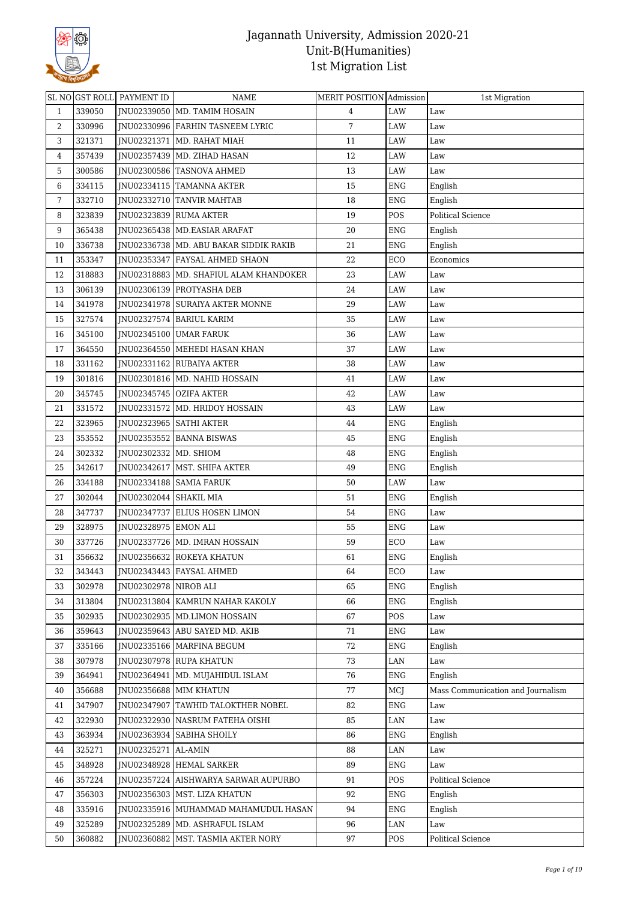# Jagannath University, Admission 2020-21
## Unit-B(Humanities)
## 1st Migration List

| SL NO | GST ROLL | PAYMENT ID | NAME | MERIT POSITION | Admission | 1st Migration |
|---|---|---|---|---|---|---|
| 1 | 339050 | JNU02339050 | MD. TAMIM HOSAIN | 4 | LAW | Law |
| 2 | 330996 | JNU02330996 | FARHIN TASNEEM LYRIC | 7 | LAW | Law |
| 3 | 321371 | JNU02321371 | MD. RAHAT MIAH | 11 | LAW | Law |
| 4 | 357439 | JNU02357439 | MD. ZIHAD HASAN | 12 | LAW | Law |
| 5 | 300586 | JNU02300586 | TASNOVA AHMED | 13 | LAW | Law |
| 6 | 334115 | JNU02334115 | TAMANNA AKTER | 15 | ENG | English |
| 7 | 332710 | JNU02332710 | TANVIR MAHTAB | 18 | ENG | English |
| 8 | 323839 | JNU02323839 | RUMA AKTER | 19 | POS | Political Science |
| 9 | 365438 | JNU02365438 | MD.EASIAR ARAFAT | 20 | ENG | English |
| 10 | 336738 | JNU02336738 | MD. ABU BAKAR SIDDIK RAKIB | 21 | ENG | English |
| 11 | 353347 | JNU02353347 | FAYSAL AHMED SHAON | 22 | ECO | Economics |
| 12 | 318883 | JNU02318883 | MD. SHAFIUL ALAM KHANDOKER | 23 | LAW | Law |
| 13 | 306139 | JNU02306139 | PROTYASHA DEB | 24 | LAW | Law |
| 14 | 341978 | JNU02341978 | SURAIYA AKTER MONNE | 29 | LAW | Law |
| 15 | 327574 | JNU02327574 | BARIUL KARIM | 35 | LAW | Law |
| 16 | 345100 | JNU02345100 | UMAR FARUK | 36 | LAW | Law |
| 17 | 364550 | JNU02364550 | MEHEDI HASAN KHAN | 37 | LAW | Law |
| 18 | 331162 | JNU02331162 | RUBAIYA AKTER | 38 | LAW | Law |
| 19 | 301816 | JNU02301816 | MD. NAHID HOSSAIN | 41 | LAW | Law |
| 20 | 345745 | JNU02345745 | OZIFA AKTER | 42 | LAW | Law |
| 21 | 331572 | JNU02331572 | MD. HRIDOY HOSSAIN | 43 | LAW | Law |
| 22 | 323965 | JNU02323965 | SATHI AKTER | 44 | ENG | English |
| 23 | 353552 | JNU02353552 | BANNA BISWAS | 45 | ENG | English |
| 24 | 302332 | JNU02302332 | MD. SHIOM | 48 | ENG | English |
| 25 | 342617 | JNU02342617 | MST. SHIFA AKTER | 49 | ENG | English |
| 26 | 334188 | JNU02334188 | SAMIA FARUK | 50 | LAW | Law |
| 27 | 302044 | JNU02302044 | SHAKIL MIA | 51 | ENG | English |
| 28 | 347737 | JNU02347737 | ELIUS HOSEN LIMON | 54 | ENG | Law |
| 29 | 328975 | JNU02328975 | EMON ALI | 55 | ENG | Law |
| 30 | 337726 | JNU02337726 | MD. IMRAN HOSSAIN | 59 | ECO | Law |
| 31 | 356632 | JNU02356632 | ROKEYA KHATUN | 61 | ENG | English |
| 32 | 343443 | JNU02343443 | FAYSAL AHMED | 64 | ECO | Law |
| 33 | 302978 | JNU02302978 | NIROB ALI | 65 | ENG | English |
| 34 | 313804 | JNU02313804 | KAMRUN NAHAR KAKOLY | 66 | ENG | English |
| 35 | 302935 | JNU02302935 | MD.LIMON HOSSAIN | 67 | POS | Law |
| 36 | 359643 | JNU02359643 | ABU SAYED MD. AKIB | 71 | ENG | Law |
| 37 | 335166 | JNU02335166 | MARFINA BEGUM | 72 | ENG | English |
| 38 | 307978 | JNU02307978 | RUPA KHATUN | 73 | LAN | Law |
| 39 | 364941 | JNU02364941 | MD. MUJAHIDUL ISLAM | 76 | ENG | English |
| 40 | 356688 | JNU02356688 | MIM KHATUN | 77 | MCJ | Mass Communication and Journalism |
| 41 | 347907 | JNU02347907 | TAWHID TALOKTHER NOBEL | 82 | ENG | Law |
| 42 | 322930 | JNU02322930 | NASRUM FATEHA OISHI | 85 | LAN | Law |
| 43 | 363934 | JNU02363934 | SABIHA SHOILY | 86 | ENG | English |
| 44 | 325271 | JNU02325271 | AL-AMIN | 88 | LAN | Law |
| 45 | 348928 | JNU02348928 | HEMAL SARKER | 89 | ENG | Law |
| 46 | 357224 | JNU02357224 | AISHWARYA SARWAR AUPURBO | 91 | POS | Political Science |
| 47 | 356303 | JNU02356303 | MST. LIZA KHATUN | 92 | ENG | English |
| 48 | 335916 | JNU02335916 | MUHAMMAD MAHAMUDUL HASAN | 94 | ENG | English |
| 49 | 325289 | JNU02325289 | MD. ASHRAFUL ISLAM | 96 | LAN | Law |
| 50 | 360882 | JNU02360882 | MST. TASMIA AKTER NORY | 97 | POS | Political Science |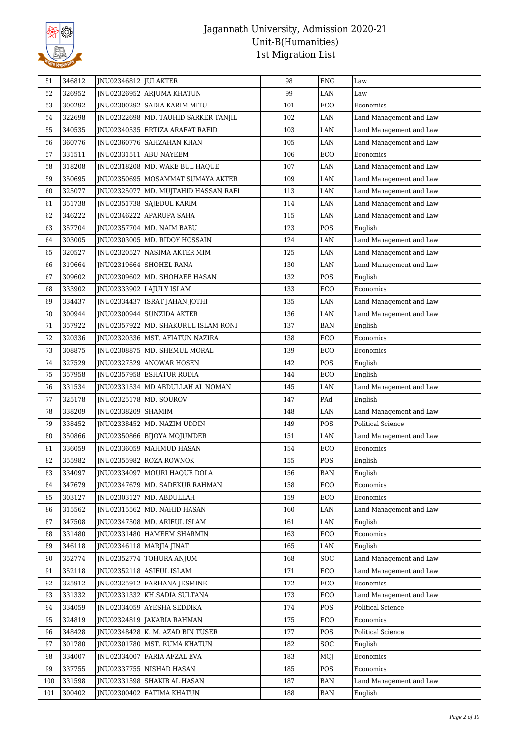# Jagannath University, Admission 2020-21
## Unit-B(Humanities)
## 1st Migration List

| 51 | 346812 | JNU02346812 | JUI AKTER | 98 | ENG | Law |
|---|---|---|---|---|---|---|
| 52 | 326952 | JNU02326952 | ARJUMA KHATUN | 99 | LAN | Law |
| 53 | 300292 | JNU02300292 | SADIA KARIM MITU | 101 | ECO | Economics |
| 54 | 322698 | JNU02322698 | MD. TAUHID SARKER TANJIL | 102 | LAN | Land Management and Law |
| 55 | 340535 | JNU02340535 | ERTIZA ARAFAT RAFID | 103 | LAN | Land Management and Law |
| 56 | 360776 | JNU02360776 | SAHZAHAN KHAN | 105 | LAN | Land Management and Law |
| 57 | 331511 | JNU02331511 | ABU NAYEEM | 106 | ECO | Economics |
| 58 | 318208 | JNU02318208 | MD. WAKE BUL HAQUE | 107 | LAN | Land Management and Law |
| 59 | 350695 | JNU02350695 | MOSAMMAT SUMAYA AKTER | 109 | LAN | Land Management and Law |
| 60 | 325077 | JNU02325077 | MD. MUJTAHID HASSAN RAFI | 113 | LAN | Land Management and Law |
| 61 | 351738 | JNU02351738 | SAJEDUL KARIM | 114 | LAN | Land Management and Law |
| 62 | 346222 | JNU02346222 | APARUPA SAHA | 115 | LAN | Land Management and Law |
| 63 | 357704 | JNU02357704 | MD. NAIM BABU | 123 | POS | English |
| 64 | 303005 | JNU02303005 | MD. RIDOY HOSSAIN | 124 | LAN | Land Management and Law |
| 65 | 320527 | JNU02320527 | NASIMA AKTER MIM | 125 | LAN | Land Management and Law |
| 66 | 319664 | JNU02319664 | SHOHEL RANA | 130 | LAN | Land Management and Law |
| 67 | 309602 | JNU02309602 | MD. SHOHAEB HASAN | 132 | POS | English |
| 68 | 333902 | JNU02333902 | LAJULY ISLAM | 133 | ECO | Economics |
| 69 | 334437 | JNU02334437 | ISRAT JAHAN JOTHI | 135 | LAN | Land Management and Law |
| 70 | 300944 | JNU02300944 | SUNZIDA AKTER | 136 | LAN | Land Management and Law |
| 71 | 357922 | JNU02357922 | MD. SHAKURUL ISLAM RONI | 137 | BAN | English |
| 72 | 320336 | JNU02320336 | MST. AFIATUN NAZIRA | 138 | ECO | Economics |
| 73 | 308875 | JNU02308875 | MD. SHEMUL MORAL | 139 | ECO | Economics |
| 74 | 327529 | JNU02327529 | ANOWAR HOSEN | 142 | POS | English |
| 75 | 357958 | JNU02357958 | ESHATUR RODIA | 144 | ECO | English |
| 76 | 331534 | JNU02331534 | MD ABDULLAH AL NOMAN | 145 | LAN | Land Management and Law |
| 77 | 325178 | JNU02325178 | MD. SOUROV | 147 | PAd | English |
| 78 | 338209 | JNU02338209 | SHAMIM | 148 | LAN | Land Management and Law |
| 79 | 338452 | JNU02338452 | MD. NAZIM UDDIN | 149 | POS | Political Science |
| 80 | 350866 | JNU02350866 | BIJOYA MOJUMDER | 151 | LAN | Land Management and Law |
| 81 | 336059 | JNU02336059 | MAHMUD HASAN | 154 | ECO | Economics |
| 82 | 355982 | JNU02355982 | ROZA ROWNOK | 155 | POS | English |
| 83 | 334097 | JNU02334097 | MOURI HAQUE DOLA | 156 | BAN | English |
| 84 | 347679 | JNU02347679 | MD. SADEKUR RAHMAN | 158 | ECO | Economics |
| 85 | 303127 | JNU02303127 | MD. ABDULLAH | 159 | ECO | Economics |
| 86 | 315562 | JNU02315562 | MD. NAHID HASAN | 160 | LAN | Land Management and Law |
| 87 | 347508 | JNU02347508 | MD. ARIFUL ISLAM | 161 | LAN | English |
| 88 | 331480 | JNU02331480 | HAMEEM SHARMIN | 163 | ECO | Economics |
| 89 | 346118 | JNU02346118 | MARJIA JINAT | 165 | LAN | English |
| 90 | 352774 | JNU02352774 | TOHURA ANJUM | 168 | SOC | Land Management and Law |
| 91 | 352118 | JNU02352118 | ASIFUL ISLAM | 171 | ECO | Land Management and Law |
| 92 | 325912 | JNU02325912 | FARHANA JESMINE | 172 | ECO | Economics |
| 93 | 331332 | JNU02331332 | KH.SADIA SULTANA | 173 | ECO | Land Management and Law |
| 94 | 334059 | JNU02334059 | AYESHA SEDDIKA | 174 | POS | Political Science |
| 95 | 324819 | JNU02324819 | JAKARIA RAHMAN | 175 | ECO | Economics |
| 96 | 348428 | JNU02348428 | K. M. AZAD BIN TUSER | 177 | POS | Political Science |
| 97 | 301780 | JNU02301780 | MST. RUMA KHATUN | 182 | SOC | English |
| 98 | 334007 | JNU02334007 | FARIA AFZAL EVA | 183 | MCJ | Economics |
| 99 | 337755 | JNU02337755 | NISHAD HASAN | 185 | POS | Economics |
| 100 | 331598 | JNU02331598 | SHAKIB AL HASAN | 187 | BAN | Land Management and Law |
| 101 | 300402 | JNU02300402 | FATIMA KHATUN | 188 | BAN | English |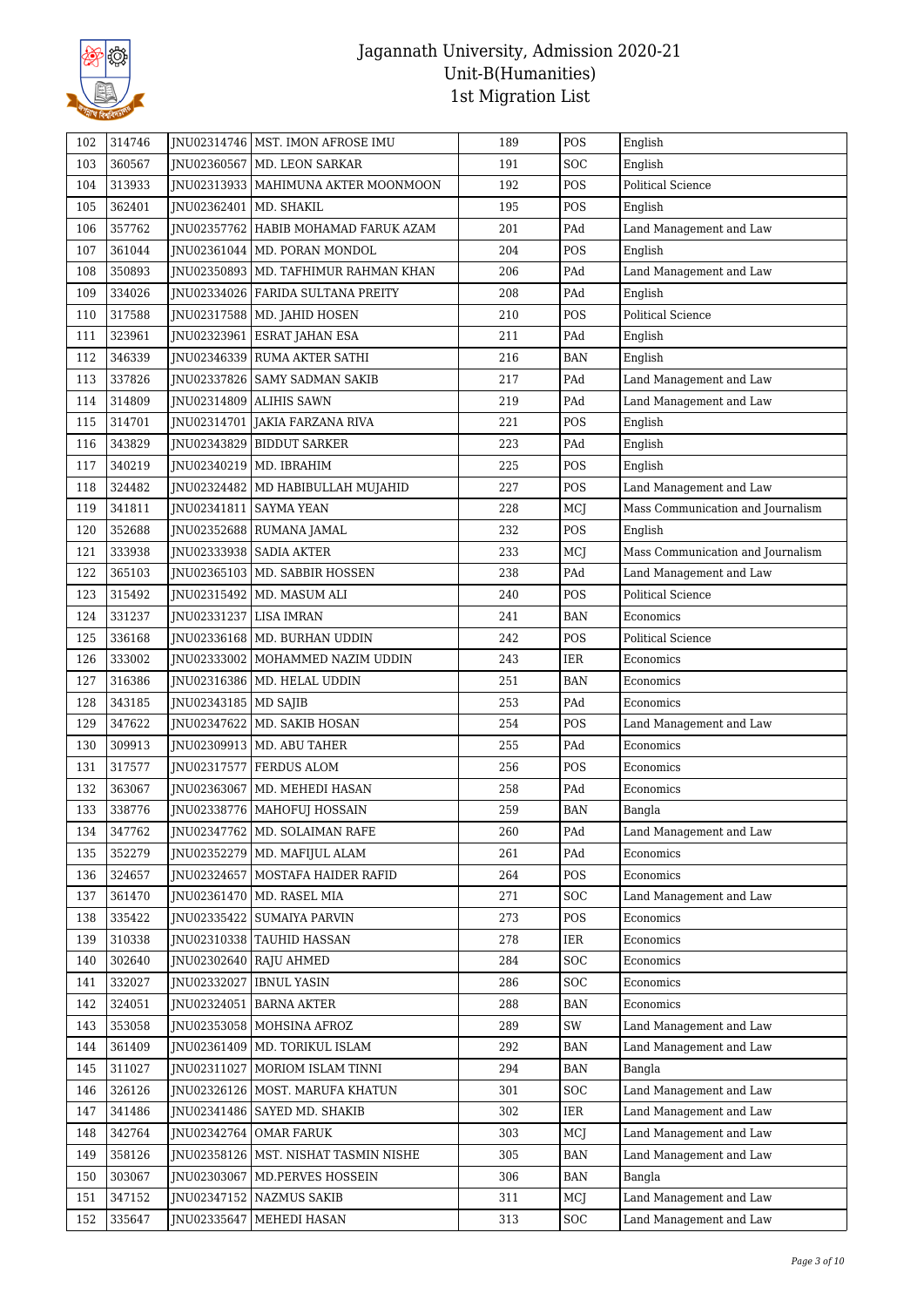# Jagannath University, Admission 2020-21
## Unit-B(Humanities)
## 1st Migration List

| | | | | | | |
|---|---|---|---|---|---|---|
| 102 | 314746 | JNU02314746 | MST. IMON AFROSE IMU | 189 | POS | English |
| 103 | 360567 | JNU02360567 | MD. LEON SARKAR | 191 | SOC | English |
| 104 | 313933 | JNU02313933 | MAHIMUNA AKTER MOONMOON | 192 | POS | Political Science |
| 105 | 362401 | JNU02362401 | MD. SHAKIL | 195 | POS | English |
| 106 | 357762 | JNU02357762 | HABIB MOHAMAD FARUK AZAM | 201 | PAd | Land Management and Law |
| 107 | 361044 | JNU02361044 | MD. PORAN MONDOL | 204 | POS | English |
| 108 | 350893 | JNU02350893 | MD. TAFHIMUR RAHMAN KHAN | 206 | PAd | Land Management and Law |
| 109 | 334026 | JNU02334026 | FARIDA SULTANA PREITY | 208 | PAd | English |
| 110 | 317588 | JNU02317588 | MD. JAHID HOSEN | 210 | POS | Political Science |
| 111 | 323961 | JNU02323961 | ESRAT JAHAN ESA | 211 | PAd | English |
| 112 | 346339 | JNU02346339 | RUMA AKTER SATHI | 216 | BAN | English |
| 113 | 337826 | JNU02337826 | SAMY SADMAN SAKIB | 217 | PAd | Land Management and Law |
| 114 | 314809 | JNU02314809 | ALIHIS SAWN | 219 | PAd | Land Management and Law |
| 115 | 314701 | JNU02314701 | JAKIA FARZANA RIVA | 221 | POS | English |
| 116 | 343829 | JNU02343829 | BIDDUT SARKER | 223 | PAd | English |
| 117 | 340219 | JNU02340219 | MD. IBRAHIM | 225 | POS | English |
| 118 | 324482 | JNU02324482 | MD HABIBULLAH MUJAHID | 227 | POS | Land Management and Law |
| 119 | 341811 | JNU02341811 | SAYMA YEAN | 228 | MCJ | Mass Communication and Journalism |
| 120 | 352688 | JNU02352688 | RUMANA JAMAL | 232 | POS | English |
| 121 | 333938 | JNU02333938 | SADIA AKTER | 233 | MCJ | Mass Communication and Journalism |
| 122 | 365103 | JNU02365103 | MD. SABBIR HOSSEN | 238 | PAd | Land Management and Law |
| 123 | 315492 | JNU02315492 | MD. MASUM ALI | 240 | POS | Political Science |
| 124 | 331237 | JNU02331237 | LISA IMRAN | 241 | BAN | Economics |
| 125 | 336168 | JNU02336168 | MD. BURHAN UDDIN | 242 | POS | Political Science |
| 126 | 333002 | JNU02333002 | MOHAMMED NAZIM UDDIN | 243 | IER | Economics |
| 127 | 316386 | JNU02316386 | MD. HELAL UDDIN | 251 | BAN | Economics |
| 128 | 343185 | JNU02343185 | MD SAJIB | 253 | PAd | Economics |
| 129 | 347622 | JNU02347622 | MD. SAKIB HOSAN | 254 | POS | Land Management and Law |
| 130 | 309913 | JNU02309913 | MD. ABU TAHER | 255 | PAd | Economics |
| 131 | 317577 | JNU02317577 | FERDUS ALOM | 256 | POS | Economics |
| 132 | 363067 | JNU02363067 | MD. MEHEDI HASAN | 258 | PAd | Economics |
| 133 | 338776 | JNU02338776 | MAHOFUJ HOSSAIN | 259 | BAN | Bangla |
| 134 | 347762 | JNU02347762 | MD. SOLAIMAN RAFE | 260 | PAd | Land Management and Law |
| 135 | 352279 | JNU02352279 | MD. MAFIJUL ALAM | 261 | PAd | Economics |
| 136 | 324657 | JNU02324657 | MOSTAFA HAIDER RAFID | 264 | POS | Economics |
| 137 | 361470 | JNU02361470 | MD. RASEL MIA | 271 | SOC | Land Management and Law |
| 138 | 335422 | JNU02335422 | SUMAIYA PARVIN | 273 | POS | Economics |
| 139 | 310338 | JNU02310338 | TAUHID HASSAN | 278 | IER | Economics |
| 140 | 302640 | JNU02302640 | RAJU AHMED | 284 | SOC | Economics |
| 141 | 332027 | JNU02332027 | IBNUL YASIN | 286 | SOC | Economics |
| 142 | 324051 | JNU02324051 | BARNA AKTER | 288 | BAN | Economics |
| 143 | 353058 | JNU02353058 | MOHSINA AFROZ | 289 | SW | Land Management and Law |
| 144 | 361409 | JNU02361409 | MD. TORIKUL ISLAM | 292 | BAN | Land Management and Law |
| 145 | 311027 | JNU02311027 | MORIOM ISLAM TINNI | 294 | BAN | Bangla |
| 146 | 326126 | JNU02326126 | MOST. MARUFA KHATUN | 301 | SOC | Land Management and Law |
| 147 | 341486 | JNU02341486 | SAYED MD. SHAKIB | 302 | IER | Land Management and Law |
| 148 | 342764 | JNU02342764 | OMAR FARUK | 303 | MCJ | Land Management and Law |
| 149 | 358126 | JNU02358126 | MST. NISHAT TASMIN NISHE | 305 | BAN | Land Management and Law |
| 150 | 303067 | JNU02303067 | MD.PERVES HOSSEIN | 306 | BAN | Bangla |
| 151 | 347152 | JNU02347152 | NAZMUS SAKIB | 311 | MCJ | Land Management and Law |
| 152 | 335647 | JNU02335647 | MEHEDI HASAN | 313 | SOC | Land Management and Law |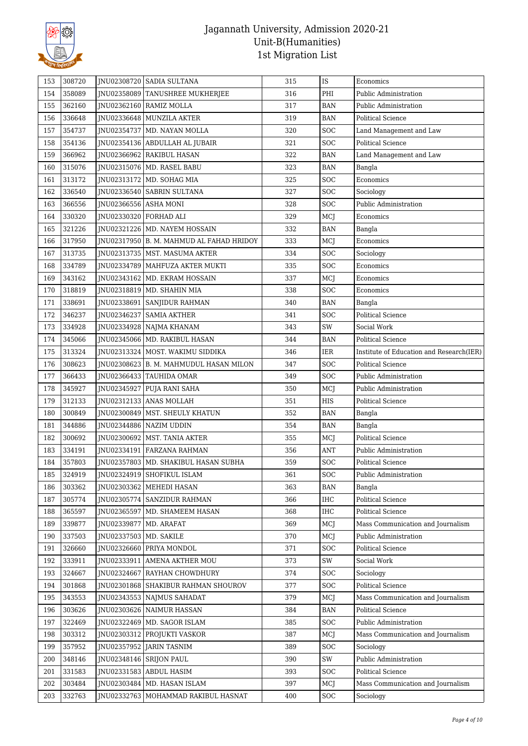# Jagannath University, Admission 2020-21
## Unit-B(Humanities)
## 1st Migration List

| | | | | | | |
|---|---|---|---|---|---|---|
| 153 | 308720 | JNU02308720 | SADIA SULTANA | 315 | IS | Economics |
| 154 | 358089 | JNU02358089 | TANUSHREE MUKHERJEE | 316 | PHI | Public Administration |
| 155 | 362160 | JNU02362160 | RAMIZ MOLLA | 317 | BAN | Public Administration |
| 156 | 336648 | JNU02336648 | MUNZILA AKTER | 319 | BAN | Political Science |
| 157 | 354737 | JNU02354737 | MD. NAYAN MOLLA | 320 | SOC | Land Management and Law |
| 158 | 354136 | JNU02354136 | ABDULLAH AL JUBAIR | 321 | SOC | Political Science |
| 159 | 366962 | JNU02366962 | RAKIBUL HASAN | 322 | BAN | Land Management and Law |
| 160 | 315076 | JNU02315076 | MD. RASEL BABU | 323 | BAN | Bangla |
| 161 | 313172 | JNU02313172 | MD. SOHAG MIA | 325 | SOC | Economics |
| 162 | 336540 | JNU02336540 | SABRIN SULTANA | 327 | SOC | Sociology |
| 163 | 366556 | JNU02366556 | ASHA MONI | 328 | SOC | Public Administration |
| 164 | 330320 | JNU02330320 | FORHAD ALI | 329 | MCJ | Economics |
| 165 | 321226 | JNU02321226 | MD. NAYEM HOSSAIN | 332 | BAN | Bangla |
| 166 | 317950 | JNU02317950 | B. M. MAHMUD AL FAHAD HRIDOY | 333 | MCJ | Economics |
| 167 | 313735 | JNU02313735 | MST. MASUMA AKTER | 334 | SOC | Sociology |
| 168 | 334789 | JNU02334789 | MAHFUZA AKTER MUKTI | 335 | SOC | Economics |
| 169 | 343162 | JNU02343162 | MD. EKRAM HOSSAIN | 337 | MCJ | Economics |
| 170 | 318819 | JNU02318819 | MD. SHAHIN MIA | 338 | SOC | Economics |
| 171 | 338691 | JNU02338691 | SANJIDUR RAHMAN | 340 | BAN | Bangla |
| 172 | 346237 | JNU02346237 | SAMIA AKTHER | 341 | SOC | Political Science |
| 173 | 334928 | JNU02334928 | NAJMA KHANAM | 343 | SW | Social Work |
| 174 | 345066 | JNU02345066 | MD. RAKIBUL HASAN | 344 | BAN | Political Science |
| 175 | 313324 | JNU02313324 | MOST. WAKIMU SIDDIKA | 346 | IER | Institute of Education and Research(IER) |
| 176 | 308623 | JNU02308623 | B. M. MAHMUDUL HASAN MILON | 347 | SOC | Political Science |
| 177 | 366433 | JNU02366433 | TAUHIDA OMAR | 349 | SOC | Public Administration |
| 178 | 345927 | JNU02345927 | PUJA RANI SAHA | 350 | MCJ | Public Administration |
| 179 | 312133 | JNU02312133 | ANAS MOLLAH | 351 | HIS | Political Science |
| 180 | 300849 | JNU02300849 | MST. SHEULY KHATUN | 352 | BAN | Bangla |
| 181 | 344886 | JNU02344886 | NAZIM UDDIN | 354 | BAN | Bangla |
| 182 | 300692 | JNU02300692 | MST. TANIA AKTER | 355 | MCJ | Political Science |
| 183 | 334191 | JNU02334191 | FARZANA RAHMAN | 356 | ANT | Public Administration |
| 184 | 357803 | JNU02357803 | MD. SHAKIBUL HASAN SUBHA | 359 | SOC | Political Science |
| 185 | 324919 | JNU02324919 | SHOFIKUL ISLAM | 361 | SOC | Public Administration |
| 186 | 303362 | JNU02303362 | MEHEDI HASAN | 363 | BAN | Bangla |
| 187 | 305774 | JNU02305774 | SANZIDUR RAHMAN | 366 | IHC | Political Science |
| 188 | 365597 | JNU02365597 | MD. SHAMEEM HASAN | 368 | IHC | Political Science |
| 189 | 339877 | JNU02339877 | MD. ARAFAT | 369 | MCJ | Mass Communication and Journalism |
| 190 | 337503 | JNU02337503 | MD. SAKILE | 370 | MCJ | Public Administration |
| 191 | 326660 | JNU02326660 | PRIYA MONDOL | 371 | SOC | Political Science |
| 192 | 333911 | JNU02333911 | AMENA AKTHER MOU | 373 | SW | Social Work |
| 193 | 324667 | JNU02324667 | RAYHAN CHOWDHURY | 374 | SOC | Sociology |
| 194 | 301868 | JNU02301868 | SHAKIBUR RAHMAN SHOUROV | 377 | SOC | Political Science |
| 195 | 343553 | JNU02343553 | NAJMUS SAHADAT | 379 | MCJ | Mass Communication and Journalism |
| 196 | 303626 | JNU02303626 | NAIMUR HASSAN | 384 | BAN | Political Science |
| 197 | 322469 | JNU02322469 | MD. SAGOR ISLAM | 385 | SOC | Public Administration |
| 198 | 303312 | JNU02303312 | PROJUKTI VASKOR | 387 | MCJ | Mass Communication and Journalism |
| 199 | 357952 | JNU02357952 | JARIN TASNIM | 389 | SOC | Sociology |
| 200 | 348146 | JNU02348146 | SRIJON PAUL | 390 | SW | Public Administration |
| 201 | 331583 | JNU02331583 | ABDUL HASIM | 393 | SOC | Political Science |
| 202 | 303484 | JNU02303484 | MD. HASAN ISLAM | 397 | MCJ | Mass Communication and Journalism |
| 203 | 332763 | JNU02332763 | MOHAMMAD RAKIBUL HASNAT | 400 | SOC | Sociology |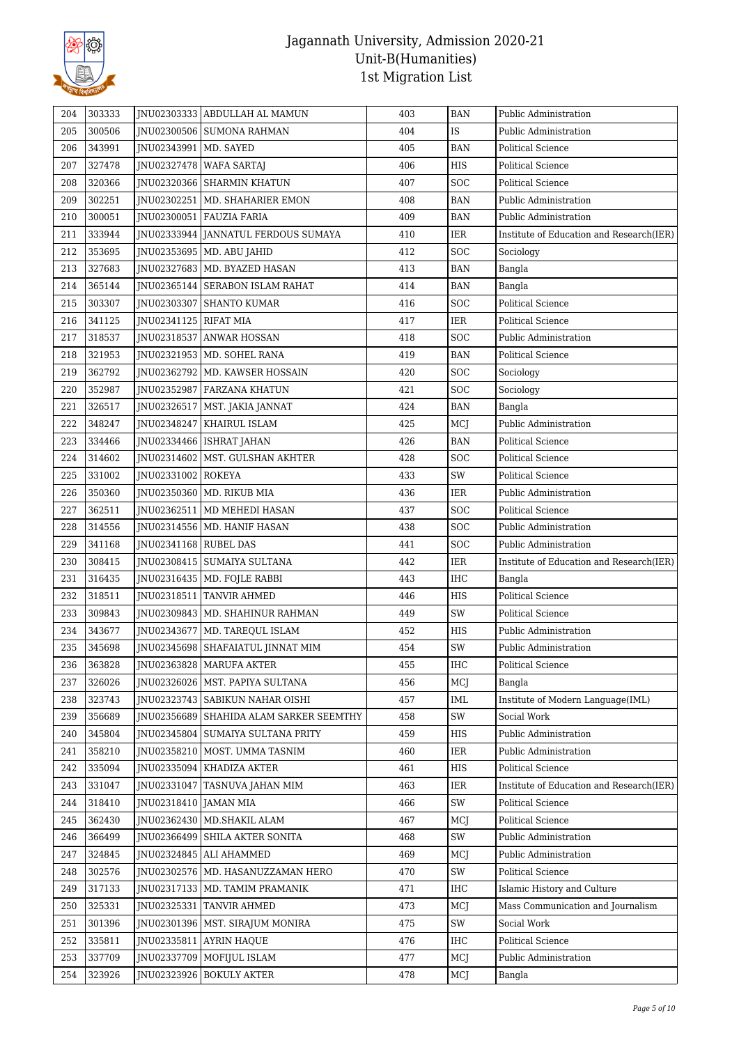# Jagannath University, Admission 2020-21
## Unit-B(Humanities)
## 1st Migration List

| 204 | 303333 | JNU02303333 | ABDULLAH AL MAMUN | 403 | BAN | Public Administration |
|---|---|---|---|---|---|---|
| 205 | 300506 | JNU02300506 | SUMONA RAHMAN | 404 | IS | Public Administration |
| 206 | 343991 | JNU02343991 | MD. SAYED | 405 | BAN | Political Science |
| 207 | 327478 | JNU02327478 | WAFA SARTAJ | 406 | HIS | Political Science |
| 208 | 320366 | JNU02320366 | SHARMIN KHATUN | 407 | SOC | Political Science |
| 209 | 302251 | JNU02302251 | MD. SHAHARIER EMON | 408 | BAN | Public Administration |
| 210 | 300051 | JNU02300051 | FAUZIA FARIA | 409 | BAN | Public Administration |
| 211 | 333944 | JNU02333944 | JANNATUL FERDOUS SUMAYA | 410 | IER | Institute of Education and Research(IER) |
| 212 | 353695 | JNU02353695 | MD. ABU JAHID | 412 | SOC | Sociology |
| 213 | 327683 | JNU02327683 | MD. BYAZED HASAN | 413 | BAN | Bangla |
| 214 | 365144 | JNU02365144 | SERABON ISLAM RAHAT | 414 | BAN | Bangla |
| 215 | 303307 | JNU02303307 | SHANTO KUMAR | 416 | SOC | Political Science |
| 216 | 341125 | JNU02341125 | RIFAT MIA | 417 | IER | Political Science |
| 217 | 318537 | JNU02318537 | ANWAR HOSSAN | 418 | SOC | Public Administration |
| 218 | 321953 | JNU02321953 | MD. SOHEL RANA | 419 | BAN | Political Science |
| 219 | 362792 | JNU02362792 | MD. KAWSER HOSSAIN | 420 | SOC | Sociology |
| 220 | 352987 | JNU02352987 | FARZANA KHATUN | 421 | SOC | Sociology |
| 221 | 326517 | JNU02326517 | MST. JAKIA JANNAT | 424 | BAN | Bangla |
| 222 | 348247 | JNU02348247 | KHAIRUL ISLAM | 425 | MCJ | Public Administration |
| 223 | 334466 | JNU02334466 | ISHRAT JAHAN | 426 | BAN | Political Science |
| 224 | 314602 | JNU02314602 | MST. GULSHAN AKHTER | 428 | SOC | Political Science |
| 225 | 331002 | JNU02331002 | ROKEYA | 433 | SW | Political Science |
| 226 | 350360 | JNU02350360 | MD. RIKUB MIA | 436 | IER | Public Administration |
| 227 | 362511 | JNU02362511 | MD MEHEDI HASAN | 437 | SOC | Political Science |
| 228 | 314556 | JNU02314556 | MD. HANIF HASAN | 438 | SOC | Public Administration |
| 229 | 341168 | JNU02341168 | RUBEL DAS | 441 | SOC | Public Administration |
| 230 | 308415 | JNU02308415 | SUMAIYA SULTANA | 442 | IER | Institute of Education and Research(IER) |
| 231 | 316435 | JNU02316435 | MD. FOJLE RABBI | 443 | IHC | Bangla |
| 232 | 318511 | JNU02318511 | TANVIR AHMED | 446 | HIS | Political Science |
| 233 | 309843 | JNU02309843 | MD. SHAHINUR RAHMAN | 449 | SW | Political Science |
| 234 | 343677 | JNU02343677 | MD. TAREQUL ISLAM | 452 | HIS | Public Administration |
| 235 | 345698 | JNU02345698 | SHAFAIATUL JINNAT MIM | 454 | SW | Public Administration |
| 236 | 363828 | JNU02363828 | MARUFA AKTER | 455 | IHC | Political Science |
| 237 | 326026 | JNU02326026 | MST. PAPIYA SULTANA | 456 | MCJ | Bangla |
| 238 | 323743 | JNU02323743 | SABIKUN NAHAR OISHI | 457 | IML | Institute of Modern Language(IML) |
| 239 | 356689 | JNU02356689 | SHAHIDA ALAM SARKER SEEMTHY | 458 | SW | Social Work |
| 240 | 345804 | JNU02345804 | SUMAIYA SULTANA PRITY | 459 | HIS | Public Administration |
| 241 | 358210 | JNU02358210 | MOST. UMMA TASNIM | 460 | IER | Public Administration |
| 242 | 335094 | JNU02335094 | KHADIZA AKTER | 461 | HIS | Political Science |
| 243 | 331047 | JNU02331047 | TASNUVA JAHAN MIM | 463 | IER | Institute of Education and Research(IER) |
| 244 | 318410 | JNU02318410 | JAMAN MIA | 466 | SW | Political Science |
| 245 | 362430 | JNU02362430 | MD.SHAKIL ALAM | 467 | MCJ | Political Science |
| 246 | 366499 | JNU02366499 | SHILA AKTER SONITA | 468 | SW | Public Administration |
| 247 | 324845 | JNU02324845 | ALI AHAMMED | 469 | MCJ | Public Administration |
| 248 | 302576 | JNU02302576 | MD. HASANUZZAMAN HERO | 470 | SW | Political Science |
| 249 | 317133 | JNU02317133 | MD. TAMIM PRAMANIK | 471 | IHC | Islamic History and Culture |
| 250 | 325331 | JNU02325331 | TANVIR AHMED | 473 | MCJ | Mass Communication and Journalism |
| 251 | 301396 | JNU02301396 | MST. SIRAJUM MONIRA | 475 | SW | Social Work |
| 252 | 335811 | JNU02335811 | AYRIN HAQUE | 476 | IHC | Political Science |
| 253 | 337709 | JNU02337709 | MOFIJUL ISLAM | 477 | MCJ | Public Administration |
| 254 | 323926 | JNU02323926 | BOKULY AKTER | 478 | MCJ | Bangla |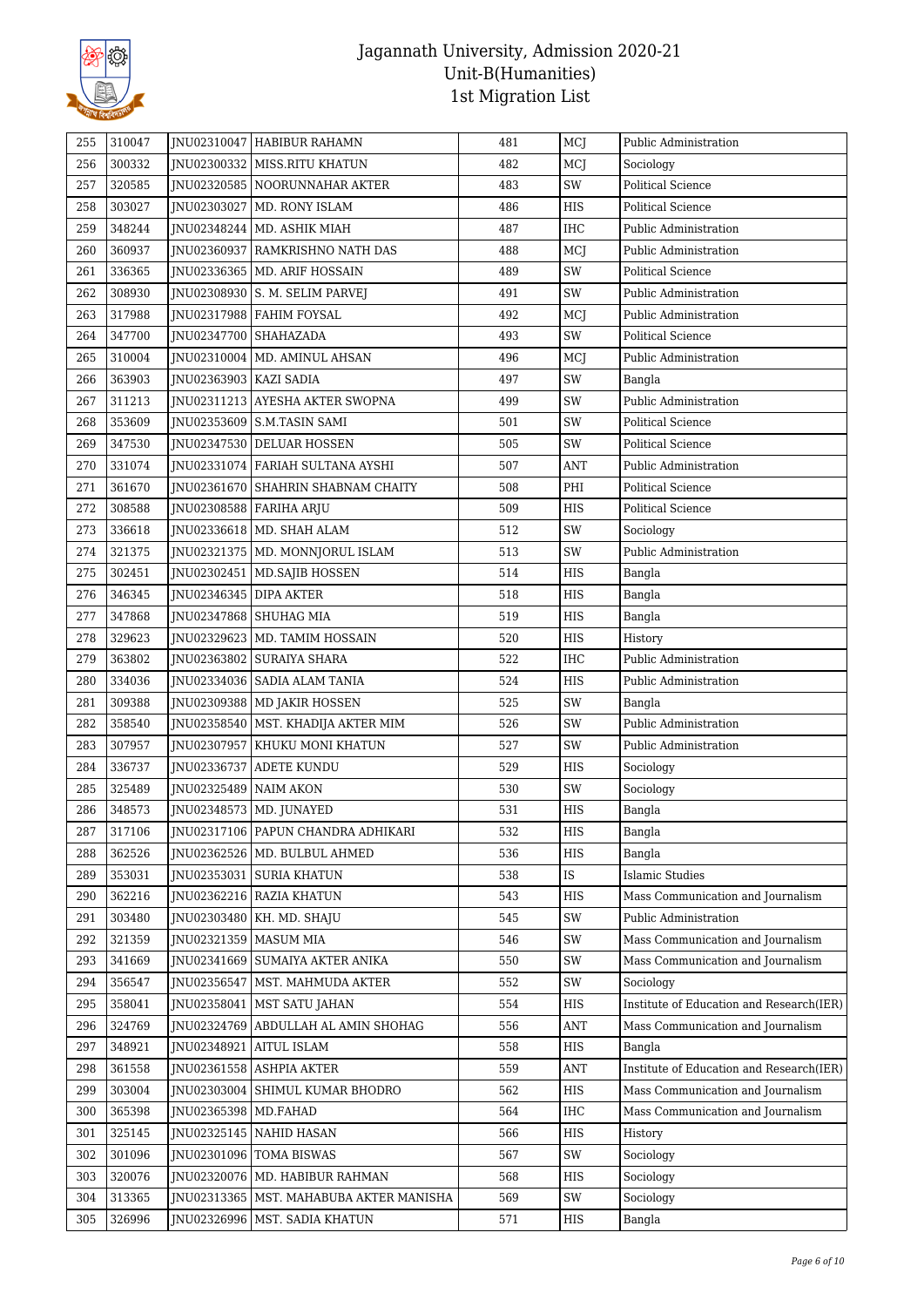# Jagannath University, Admission 2020-21
## Unit-B(Humanities)
## 1st Migration List

| 255 | 310047 | JNU02310047 | HABIBUR RAHAMN | 481 | MCJ | Public Administration |
|---|---|---|---|---|---|---|
| 256 | 300332 | JNU02300332 | MISS.RITU KHATUN | 482 | MCJ | Sociology |
| 257 | 320585 | JNU02320585 | NOORUNNAHAR AKTER | 483 | SW | Political Science |
| 258 | 303027 | JNU02303027 | MD. RONY ISLAM | 486 | HIS | Political Science |
| 259 | 348244 | JNU02348244 | MD. ASHIK MIAH | 487 | IHC | Public Administration |
| 260 | 360937 | JNU02360937 | RAMKRISHNO NATH DAS | 488 | MCJ | Public Administration |
| 261 | 336365 | JNU02336365 | MD. ARIF HOSSAIN | 489 | SW | Political Science |
| 262 | 308930 | JNU02308930 | S. M. SELIM PARVEJ | 491 | SW | Public Administration |
| 263 | 317988 | JNU02317988 | FAHIM FOYSAL | 492 | MCJ | Public Administration |
| 264 | 347700 | JNU02347700 | SHAHAZADA | 493 | SW | Political Science |
| 265 | 310004 | JNU02310004 | MD. AMINUL AHSAN | 496 | MCJ | Public Administration |
| 266 | 363903 | JNU02363903 | KAZI SADIA | 497 | SW | Bangla |
| 267 | 311213 | JNU02311213 | AYESHA AKTER SWOPNA | 499 | SW | Public Administration |
| 268 | 353609 | JNU02353609 | S.M.TASIN SAMI | 501 | SW | Political Science |
| 269 | 347530 | JNU02347530 | DELUAR HOSSEN | 505 | SW | Political Science |
| 270 | 331074 | JNU02331074 | FARIAH SULTANA AYSHI | 507 | ANT | Public Administration |
| 271 | 361670 | JNU02361670 | SHAHRIN SHABNAM CHAITY | 508 | PHI | Political Science |
| 272 | 308588 | JNU02308588 | FARIHA ARJU | 509 | HIS | Political Science |
| 273 | 336618 | JNU02336618 | MD. SHAH ALAM | 512 | SW | Sociology |
| 274 | 321375 | JNU02321375 | MD. MONNJORUL ISLAM | 513 | SW | Public Administration |
| 275 | 302451 | JNU02302451 | MD.SAJIB HOSSEN | 514 | HIS | Bangla |
| 276 | 346345 | JNU02346345 | DIPA AKTER | 518 | HIS | Bangla |
| 277 | 347868 | JNU02347868 | SHUHAG MIA | 519 | HIS | Bangla |
| 278 | 329623 | JNU02329623 | MD. TAMIM HOSSAIN | 520 | HIS | History |
| 279 | 363802 | JNU02363802 | SURAIYA SHARA | 522 | IHC | Public Administration |
| 280 | 334036 | JNU02334036 | SADIA ALAM TANIA | 524 | HIS | Public Administration |
| 281 | 309388 | JNU02309388 | MD JAKIR HOSSEN | 525 | SW | Bangla |
| 282 | 358540 | JNU02358540 | MST. KHADIJA AKTER MIM | 526 | SW | Public Administration |
| 283 | 307957 | JNU02307957 | KHUKU MONI KHATUN | 527 | SW | Public Administration |
| 284 | 336737 | JNU02336737 | ADETE KUNDU | 529 | HIS | Sociology |
| 285 | 325489 | JNU02325489 | NAIM AKON | 530 | SW | Sociology |
| 286 | 348573 | JNU02348573 | MD. JUNAYED | 531 | HIS | Bangla |
| 287 | 317106 | JNU02317106 | PAPUN CHANDRA ADHIKARI | 532 | HIS | Bangla |
| 288 | 362526 | JNU02362526 | MD. BULBUL AHMED | 536 | HIS | Bangla |
| 289 | 353031 | JNU02353031 | SURIA KHATUN | 538 | IS | Islamic Studies |
| 290 | 362216 | JNU02362216 | RAZIA KHATUN | 543 | HIS | Mass Communication and Journalism |
| 291 | 303480 | JNU02303480 | KH. MD. SHAJU | 545 | SW | Public Administration |
| 292 | 321359 | JNU02321359 | MASUM MIA | 546 | SW | Mass Communication and Journalism |
| 293 | 341669 | JNU02341669 | SUMAIYA AKTER ANIKA | 550 | SW | Mass Communication and Journalism |
| 294 | 356547 | JNU02356547 | MST. MAHMUDA AKTER | 552 | SW | Sociology |
| 295 | 358041 | JNU02358041 | MST SATU JAHAN | 554 | HIS | Institute of Education and Research(IER) |
| 296 | 324769 | JNU02324769 | ABDULLAH AL AMIN SHOHAG | 556 | ANT | Mass Communication and Journalism |
| 297 | 348921 | JNU02348921 | AITUL ISLAM | 558 | HIS | Bangla |
| 298 | 361558 | JNU02361558 | ASHPIA AKTER | 559 | ANT | Institute of Education and Research(IER) |
| 299 | 303004 | JNU02303004 | SHIMUL KUMAR BHODRO | 562 | HIS | Mass Communication and Journalism |
| 300 | 365398 | JNU02365398 | MD.FAHAD | 564 | IHC | Mass Communication and Journalism |
| 301 | 325145 | JNU02325145 | NAHID HASAN | 566 | HIS | History |
| 302 | 301096 | JNU02301096 | TOMA BISWAS | 567 | SW | Sociology |
| 303 | 320076 | JNU02320076 | MD. HABIBUR RAHMAN | 568 | HIS | Sociology |
| 304 | 313365 | JNU02313365 | MST. MAHABUBA AKTER MANISHA | 569 | SW | Sociology |
| 305 | 326996 | JNU02326996 | MST. SADIA KHATUN | 571 | HIS | Bangla |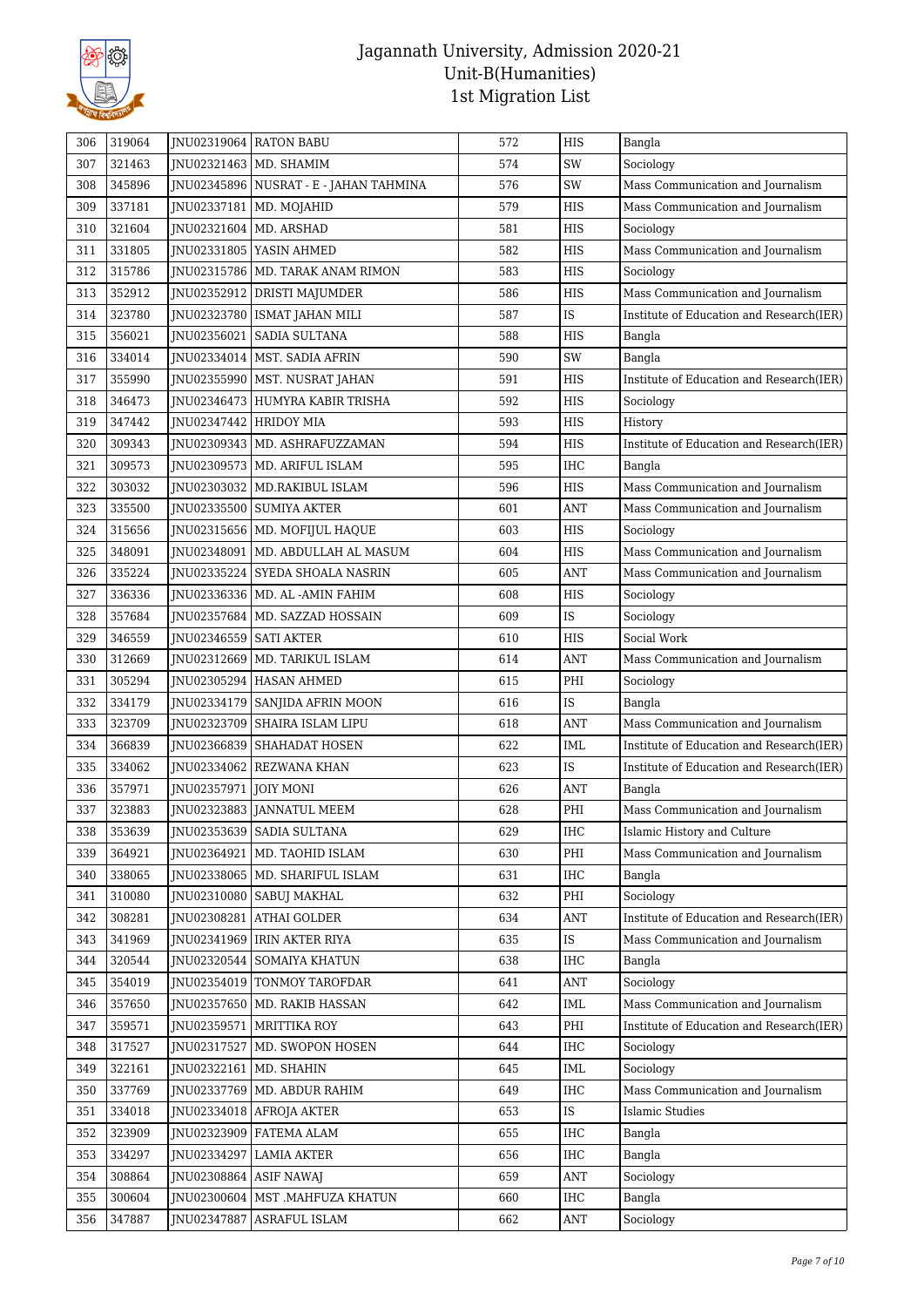# Jagannath University, Admission 2020-21
## Unit-B(Humanities)
## 1st Migration List

| 306 | 319064 | JNU02319064 | RATON BABU | 572 | HIS | Bangla |
|---|---|---|---|---|---|---|
| 307 | 321463 | JNU02321463 | MD. SHAMIM | 574 | SW | Sociology |
| 308 | 345896 | JNU02345896 | NUSRAT - E - JAHAN TAHMINA | 576 | SW | Mass Communication and Journalism |
| 309 | 337181 | JNU02337181 | MD. MOJAHID | 579 | HIS | Mass Communication and Journalism |
| 310 | 321604 | JNU02321604 | MD. ARSHAD | 581 | HIS | Sociology |
| 311 | 331805 | JNU02331805 | YASIN AHMED | 582 | HIS | Mass Communication and Journalism |
| 312 | 315786 | JNU02315786 | MD. TARAK ANAM RIMON | 583 | HIS | Sociology |
| 313 | 352912 | JNU02352912 | DRISTI MAJUMDER | 586 | HIS | Mass Communication and Journalism |
| 314 | 323780 | JNU02323780 | ISMAT JAHAN MILI | 587 | IS | Institute of Education and Research(IER) |
| 315 | 356021 | JNU02356021 | SADIA SULTANA | 588 | HIS | Bangla |
| 316 | 334014 | JNU02334014 | MST. SADIA AFRIN | 590 | SW | Bangla |
| 317 | 355990 | JNU02355990 | MST. NUSRAT JAHAN | 591 | HIS | Institute of Education and Research(IER) |
| 318 | 346473 | JNU02346473 | HUMYRA KABIR TRISHA | 592 | HIS | Sociology |
| 319 | 347442 | JNU02347442 | HRIDOY MIA | 593 | HIS | History |
| 320 | 309343 | JNU02309343 | MD. ASHRAFUZZAMAN | 594 | HIS | Institute of Education and Research(IER) |
| 321 | 309573 | JNU02309573 | MD. ARIFUL ISLAM | 595 | IHC | Bangla |
| 322 | 303032 | JNU02303032 | MD.RAKIBUL ISLAM | 596 | HIS | Mass Communication and Journalism |
| 323 | 335500 | JNU02335500 | SUMIYA AKTER | 601 | ANT | Mass Communication and Journalism |
| 324 | 315656 | JNU02315656 | MD. MOFIJUL HAQUE | 603 | HIS | Sociology |
| 325 | 348091 | JNU02348091 | MD. ABDULLAH AL MASUM | 604 | HIS | Mass Communication and Journalism |
| 326 | 335224 | JNU02335224 | SYEDA SHOALA NASRIN | 605 | ANT | Mass Communication and Journalism |
| 327 | 336336 | JNU02336336 | MD. AL -AMIN FAHIM | 608 | HIS | Sociology |
| 328 | 357684 | JNU02357684 | MD. SAZZAD HOSSAIN | 609 | IS | Sociology |
| 329 | 346559 | JNU02346559 | SATI AKTER | 610 | HIS | Social Work |
| 330 | 312669 | JNU02312669 | MD. TARIKUL ISLAM | 614 | ANT | Mass Communication and Journalism |
| 331 | 305294 | JNU02305294 | HASAN AHMED | 615 | PHI | Sociology |
| 332 | 334179 | JNU02334179 | SANJIDA AFRIN MOON | 616 | IS | Bangla |
| 333 | 323709 | JNU02323709 | SHAIRA ISLAM LIPU | 618 | ANT | Mass Communication and Journalism |
| 334 | 366839 | JNU02366839 | SHAHADAT HOSEN | 622 | IML | Institute of Education and Research(IER) |
| 335 | 334062 | JNU02334062 | REZWANA KHAN | 623 | IS | Institute of Education and Research(IER) |
| 336 | 357971 | JNU02357971 | JOIY MONI | 626 | ANT | Bangla |
| 337 | 323883 | JNU02323883 | JANNATUL MEEM | 628 | PHI | Mass Communication and Journalism |
| 338 | 353639 | JNU02353639 | SADIA SULTANA | 629 | IHC | Islamic History and Culture |
| 339 | 364921 | JNU02364921 | MD. TAOHID ISLAM | 630 | PHI | Mass Communication and Journalism |
| 340 | 338065 | JNU02338065 | MD. SHARIFUL ISLAM | 631 | IHC | Bangla |
| 341 | 310080 | JNU02310080 | SABUJ MAKHAL | 632 | PHI | Sociology |
| 342 | 308281 | JNU02308281 | ATHAI GOLDER | 634 | ANT | Institute of Education and Research(IER) |
| 343 | 341969 | JNU02341969 | IRIN AKTER RIYA | 635 | IS | Mass Communication and Journalism |
| 344 | 320544 | JNU02320544 | SOMAIYA KHATUN | 638 | IHC | Bangla |
| 345 | 354019 | JNU02354019 | TONMOY TAROFDAR | 641 | ANT | Sociology |
| 346 | 357650 | JNU02357650 | MD. RAKIB HASSAN | 642 | IML | Mass Communication and Journalism |
| 347 | 359571 | JNU02359571 | MRITTIKA ROY | 643 | PHI | Institute of Education and Research(IER) |
| 348 | 317527 | JNU02317527 | MD. SWOPON HOSEN | 644 | IHC | Sociology |
| 349 | 322161 | JNU02322161 | MD. SHAHIN | 645 | IML | Sociology |
| 350 | 337769 | JNU02337769 | MD. ABDUR RAHIM | 649 | IHC | Mass Communication and Journalism |
| 351 | 334018 | JNU02334018 | AFROJA AKTER | 653 | IS | Islamic Studies |
| 352 | 323909 | JNU02323909 | FATEMA ALAM | 655 | IHC | Bangla |
| 353 | 334297 | JNU02334297 | LAMIA AKTER | 656 | IHC | Bangla |
| 354 | 308864 | JNU02308864 | ASIF NAWAJ | 659 | ANT | Sociology |
| 355 | 300604 | JNU02300604 | MST .MAHFUZA KHATUN | 660 | IHC | Bangla |
| 356 | 347887 | JNU02347887 | ASRAFUL ISLAM | 662 | ANT | Sociology |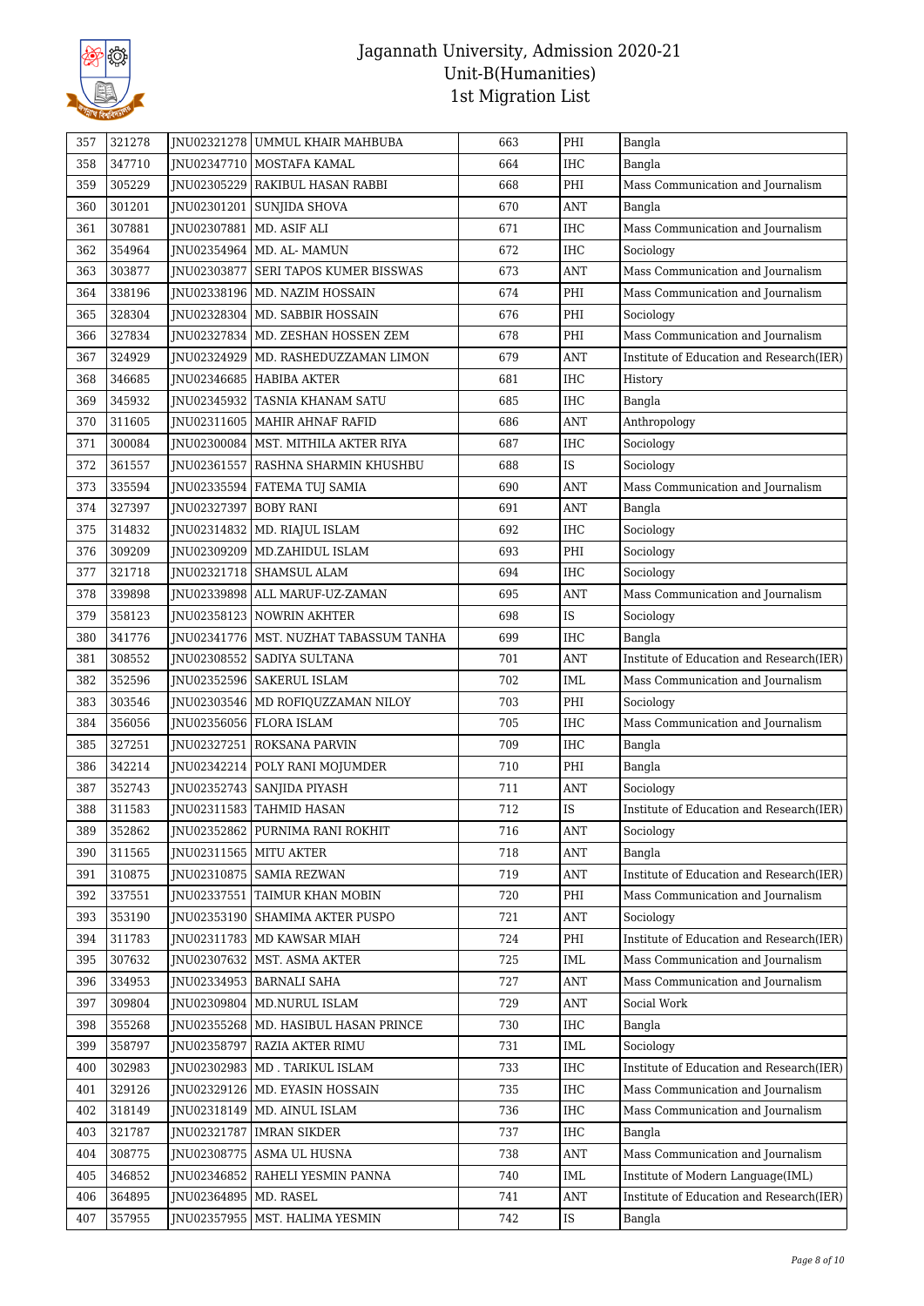# Jagannath University, Admission 2020-21
## Unit-B(Humanities)
## 1st Migration List

| 357 | 321278 | JNU02321278 | UMMUL KHAIR MAHBUBA | 663 | PHI | Bangla |
|---|---|---|---|---|---|---|
| 358 | 347710 | JNU02347710 | MOSTAFA KAMAL | 664 | IHC | Bangla |
| 359 | 305229 | JNU02305229 | RAKIBUL HASAN RABBI | 668 | PHI | Mass Communication and Journalism |
| 360 | 301201 | JNU02301201 | SUNJIDA SHOVA | 670 | ANT | Bangla |
| 361 | 307881 | JNU02307881 | MD. ASIF ALI | 671 | IHC | Mass Communication and Journalism |
| 362 | 354964 | JNU02354964 | MD. AL- MAMUN | 672 | IHC | Sociology |
| 363 | 303877 | JNU02303877 | SERI TAPOS KUMER BISSWAS | 673 | ANT | Mass Communication and Journalism |
| 364 | 338196 | JNU02338196 | MD. NAZIM HOSSAIN | 674 | PHI | Mass Communication and Journalism |
| 365 | 328304 | JNU02328304 | MD. SABBIR HOSSAIN | 676 | PHI | Sociology |
| 366 | 327834 | JNU02327834 | MD. ZESHAN HOSSEN ZEM | 678 | PHI | Mass Communication and Journalism |
| 367 | 324929 | JNU02324929 | MD. RASHEDUZZAMAN LIMON | 679 | ANT | Institute of Education and Research(IER) |
| 368 | 346685 | JNU02346685 | HABIBA AKTER | 681 | IHC | History |
| 369 | 345932 | JNU02345932 | TASNIA KHANAM SATU | 685 | IHC | Bangla |
| 370 | 311605 | JNU02311605 | MAHIR AHNAF RAFID | 686 | ANT | Anthropology |
| 371 | 300084 | JNU02300084 | MST. MITHILA AKTER RIYA | 687 | IHC | Sociology |
| 372 | 361557 | JNU02361557 | RASHNA SHARMIN KHUSHBU | 688 | IS | Sociology |
| 373 | 335594 | JNU02335594 | FATEMA TUJ SAMIA | 690 | ANT | Mass Communication and Journalism |
| 374 | 327397 | JNU02327397 | BOBY RANI | 691 | ANT | Bangla |
| 375 | 314832 | JNU02314832 | MD. RIAJUL ISLAM | 692 | IHC | Sociology |
| 376 | 309209 | JNU02309209 | MD.ZAHIDUL ISLAM | 693 | PHI | Sociology |
| 377 | 321718 | JNU02321718 | SHAMSUL ALAM | 694 | IHC | Sociology |
| 378 | 339898 | JNU02339898 | ALL MARUF-UZ-ZAMAN | 695 | ANT | Mass Communication and Journalism |
| 379 | 358123 | JNU02358123 | NOWRIN AKHTER | 698 | IS | Sociology |
| 380 | 341776 | JNU02341776 | MST. NUZHAT TABASSUM TANHA | 699 | IHC | Bangla |
| 381 | 308552 | JNU02308552 | SADIYA SULTANA | 701 | ANT | Institute of Education and Research(IER) |
| 382 | 352596 | JNU02352596 | SAKERUL ISLAM | 702 | IML | Mass Communication and Journalism |
| 383 | 303546 | JNU02303546 | MD ROFIQUZZAMAN NILOY | 703 | PHI | Sociology |
| 384 | 356056 | JNU02356056 | FLORA ISLAM | 705 | IHC | Mass Communication and Journalism |
| 385 | 327251 | JNU02327251 | ROKSANA PARVIN | 709 | IHC | Bangla |
| 386 | 342214 | JNU02342214 | POLY RANI MOJUMDER | 710 | PHI | Bangla |
| 387 | 352743 | JNU02352743 | SANJIDA PIYASH | 711 | ANT | Sociology |
| 388 | 311583 | JNU02311583 | TAHMID HASAN | 712 | IS | Institute of Education and Research(IER) |
| 389 | 352862 | JNU02352862 | PURNIMA RANI ROKHIT | 716 | ANT | Sociology |
| 390 | 311565 | JNU02311565 | MITU AKTER | 718 | ANT | Bangla |
| 391 | 310875 | JNU02310875 | SAMIA REZWAN | 719 | ANT | Institute of Education and Research(IER) |
| 392 | 337551 | JNU02337551 | TAIMUR KHAN MOBIN | 720 | PHI | Mass Communication and Journalism |
| 393 | 353190 | JNU02353190 | SHAMIMA AKTER PUSPO | 721 | ANT | Sociology |
| 394 | 311783 | JNU02311783 | MD KAWSAR MIAH | 724 | PHI | Institute of Education and Research(IER) |
| 395 | 307632 | JNU02307632 | MST. ASMA AKTER | 725 | IML | Mass Communication and Journalism |
| 396 | 334953 | JNU02334953 | BARNALI SAHA | 727 | ANT | Mass Communication and Journalism |
| 397 | 309804 | JNU02309804 | MD.NURUL ISLAM | 729 | ANT | Social Work |
| 398 | 355268 | JNU02355268 | MD. HASIBUL HASAN PRINCE | 730 | IHC | Bangla |
| 399 | 358797 | JNU02358797 | RAZIA AKTER RIMU | 731 | IML | Sociology |
| 400 | 302983 | JNU02302983 | MD . TARIKUL ISLAM | 733 | IHC | Institute of Education and Research(IER) |
| 401 | 329126 | JNU02329126 | MD. EYASIN HOSSAIN | 735 | IHC | Mass Communication and Journalism |
| 402 | 318149 | JNU02318149 | MD. AINUL ISLAM | 736 | IHC | Mass Communication and Journalism |
| 403 | 321787 | JNU02321787 | IMRAN SIKDER | 737 | IHC | Bangla |
| 404 | 308775 | JNU02308775 | ASMA UL HUSNA | 738 | ANT | Mass Communication and Journalism |
| 405 | 346852 | JNU02346852 | RAHELI YESMIN PANNA | 740 | IML | Institute of Modern Language(IML) |
| 406 | 364895 | JNU02364895 | MD. RASEL | 741 | ANT | Institute of Education and Research(IER) |
| 407 | 357955 | JNU02357955 | MST. HALIMA YESMIN | 742 | IS | Bangla |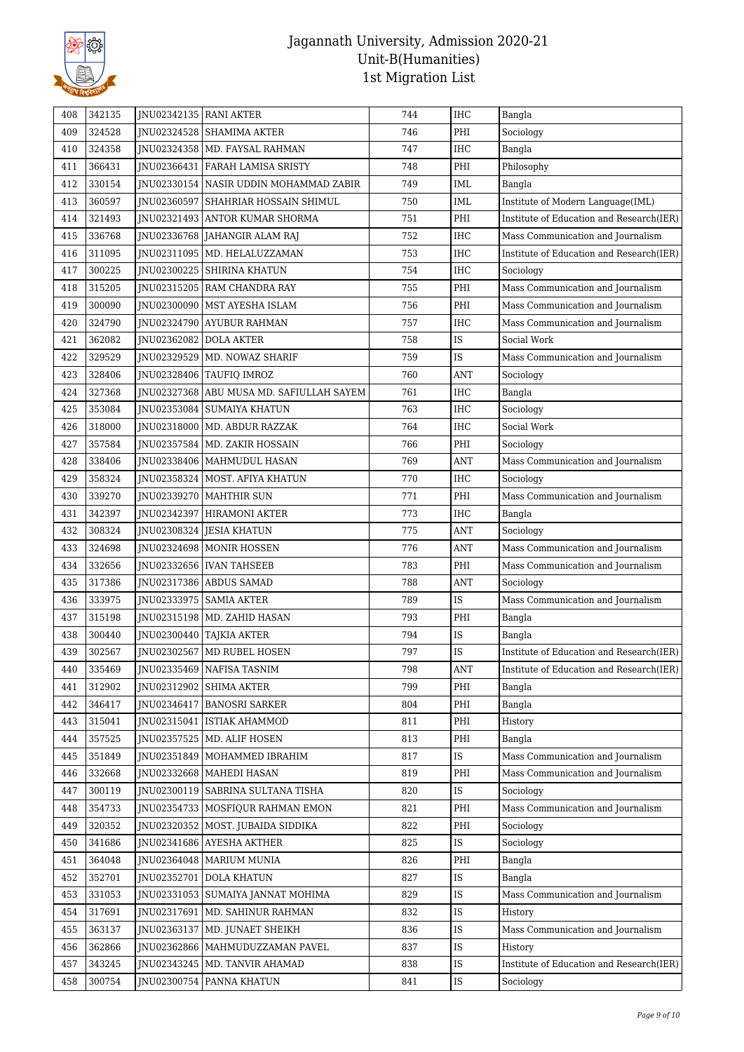| 408 | 342135 | JNU02342135 | RANI AKTER | 744 | IHC | Bangla |
|---|---|---|---|---|---|---|
| 409 | 324528 | JNU02324528 | SHAMIMA AKTER | 746 | PHI | Sociology |
| 410 | 324358 | JNU02324358 | MD. FAYSAL RAHMAN | 747 | IHC | Bangla |
| 411 | 366431 | JNU02366431 | FARAH LAMISA SRISTY | 748 | PHI | Philosophy |
| 412 | 330154 | JNU02330154 | NASIR UDDIN MOHAMMAD ZABIR | 749 | IML | Bangla |
| 413 | 360597 | JNU02360597 | SHAHRIAR HOSSAIN SHIMUL | 750 | IML | Institute of Modern Language(IML) |
| 414 | 321493 | JNU02321493 | ANTOR KUMAR SHORMA | 751 | PHI | Institute of Education and Research(IER) |
| 415 | 336768 | JNU02336768 | JAHANGIR ALAM RAJ | 752 | IHC | Mass Communication and Journalism |
| 416 | 311095 | JNU02311095 | MD. HELALUZZAMAN | 753 | IHC | Institute of Education and Research(IER) |
| 417 | 300225 | JNU02300225 | SHIRINA KHATUN | 754 | IHC | Sociology |
| 418 | 315205 | JNU02315205 | RAM CHANDRA RAY | 755 | PHI | Mass Communication and Journalism |
| 419 | 300090 | JNU02300090 | MST AYESHA ISLAM | 756 | PHI | Mass Communication and Journalism |
| 420 | 324790 | JNU02324790 | AYUBUR RAHMAN | 757 | IHC | Mass Communication and Journalism |
| 421 | 362082 | JNU02362082 | DOLA AKTER | 758 | IS | Social Work |
| 422 | 329529 | JNU02329529 | MD. NOWAZ SHARIF | 759 | IS | Mass Communication and Journalism |
| 423 | 328406 | JNU02328406 | TAUFIQ IMROZ | 760 | ANT | Sociology |
| 424 | 327368 | JNU02327368 | ABU MUSA MD. SAFIULLAH SAYEM | 761 | IHC | Bangla |
| 425 | 353084 | JNU02353084 | SUMAIYA KHATUN | 763 | IHC | Sociology |
| 426 | 318000 | JNU02318000 | MD. ABDUR RAZZAK | 764 | IHC | Social Work |
| 427 | 357584 | JNU02357584 | MD. ZAKIR HOSSAIN | 766 | PHI | Sociology |
| 428 | 338406 | JNU02338406 | MAHMUDUL HASAN | 769 | ANT | Mass Communication and Journalism |
| 429 | 358324 | JNU02358324 | MOST. AFIYA KHATUN | 770 | IHC | Sociology |
| 430 | 339270 | JNU02339270 | MAHTHIR SUN | 771 | PHI | Mass Communication and Journalism |
| 431 | 342397 | JNU02342397 | HIRAMONI AKTER | 773 | IHC | Bangla |
| 432 | 308324 | JNU02308324 | JESIA KHATUN | 775 | ANT | Sociology |
| 433 | 324698 | JNU02324698 | MONIR HOSSEN | 776 | ANT | Mass Communication and Journalism |
| 434 | 332656 | JNU02332656 | IVAN TAHSEEB | 783 | PHI | Mass Communication and Journalism |
| 435 | 317386 | JNU02317386 | ABDUS SAMAD | 788 | ANT | Sociology |
| 436 | 333975 | JNU02333975 | SAMIA AKTER | 789 | IS | Mass Communication and Journalism |
| 437 | 315198 | JNU02315198 | MD. ZAHID HASAN | 793 | PHI | Bangla |
| 438 | 300440 | JNU02300440 | TAJKIA AKTER | 794 | IS | Bangla |
| 439 | 302567 | JNU02302567 | MD RUBEL HOSEN | 797 | IS | Institute of Education and Research(IER) |
| 440 | 335469 | JNU02335469 | NAFISA TASNIM | 798 | ANT | Institute of Education and Research(IER) |
| 441 | 312902 | JNU02312902 | SHIMA AKTER | 799 | PHI | Bangla |
| 442 | 346417 | JNU02346417 | BANOSRI SARKER | 804 | PHI | Bangla |
| 443 | 315041 | JNU02315041 | ISTIAK AHAMMOD | 811 | PHI | History |
| 444 | 357525 | JNU02357525 | MD. ALIF HOSEN | 813 | PHI | Bangla |
| 445 | 351849 | JNU02351849 | MOHAMMED IBRAHIM | 817 | IS | Mass Communication and Journalism |
| 446 | 332668 | JNU02332668 | MAHEDI HASAN | 819 | PHI | Mass Communication and Journalism |
| 447 | 300119 | JNU02300119 | SABRINA SULTANA TISHA | 820 | IS | Sociology |
| 448 | 354733 | JNU02354733 | MOSFIQUR RAHMAN EMON | 821 | PHI | Mass Communication and Journalism |
| 449 | 320352 | JNU02320352 | MOST. JUBAIDA SIDDIKA | 822 | PHI | Sociology |
| 450 | 341686 | JNU02341686 | AYESHA AKTHER | 825 | IS | Sociology |
| 451 | 364048 | JNU02364048 | MARIUM MUNIA | 826 | PHI | Bangla |
| 452 | 352701 | JNU02352701 | DOLA KHATUN | 827 | IS | Bangla |
| 453 | 331053 | JNU02331053 | SUMAIYA JANNAT MOHIMA | 829 | IS | Mass Communication and Journalism |
| 454 | 317691 | JNU02317691 | MD. SAHINUR RAHMAN | 832 | IS | History |
| 455 | 363137 | JNU02363137 | MD. JUNAET SHEIKH | 836 | IS | Mass Communication and Journalism |
| 456 | 362866 | JNU02362866 | MAHMUDUZZAMAN PAVEL | 837 | IS | History |
| 457 | 343245 | JNU02343245 | MD. TANVIR AHAMAD | 838 | IS | Institute of Education and Research(IER) |
| 458 | 300754 | JNU02300754 | PANNA KHATUN | 841 | IS | Sociology |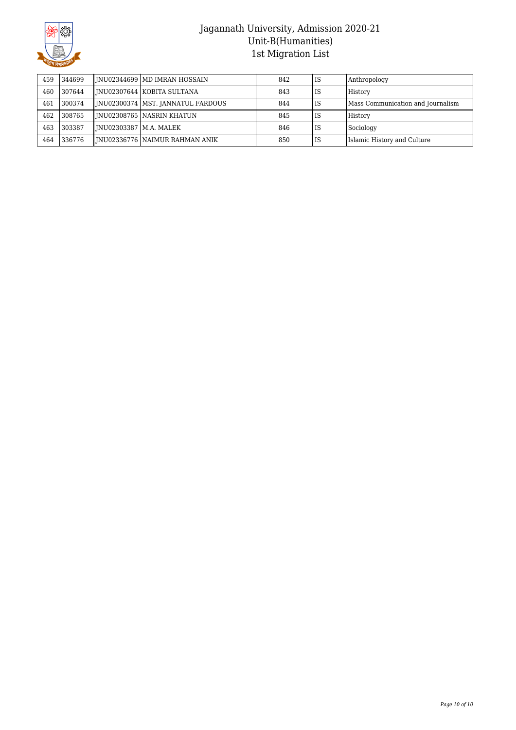# Jagannath University, Admission 2020-21
## Unit-B(Humanities)
## 1st Migration List

| | | | | | | |
|---|---|---|---|---|---|---|
| 459 | 344699 | JNU02344699 | MD IMRAN HOSSAIN | 842 | IS | Anthropology |
| 460 | 307644 | JNU02307644 | KOBITA SULTANA | 843 | IS | History |
| 461 | 300374 | JNU02300374 | MST. JANNATUL FARDOUS | 844 | IS | Mass Communication and Journalism |
| 462 | 308765 | JNU02308765 | NASRIN KHATUN | 845 | IS | History |
| 463 | 303387 | JNU02303387 | M.A. MALEK | 846 | IS | Sociology |
| 464 | 336776 | JNU02336776 | NAIMUR RAHMAN ANIK | 850 | IS | Islamic History and Culture |